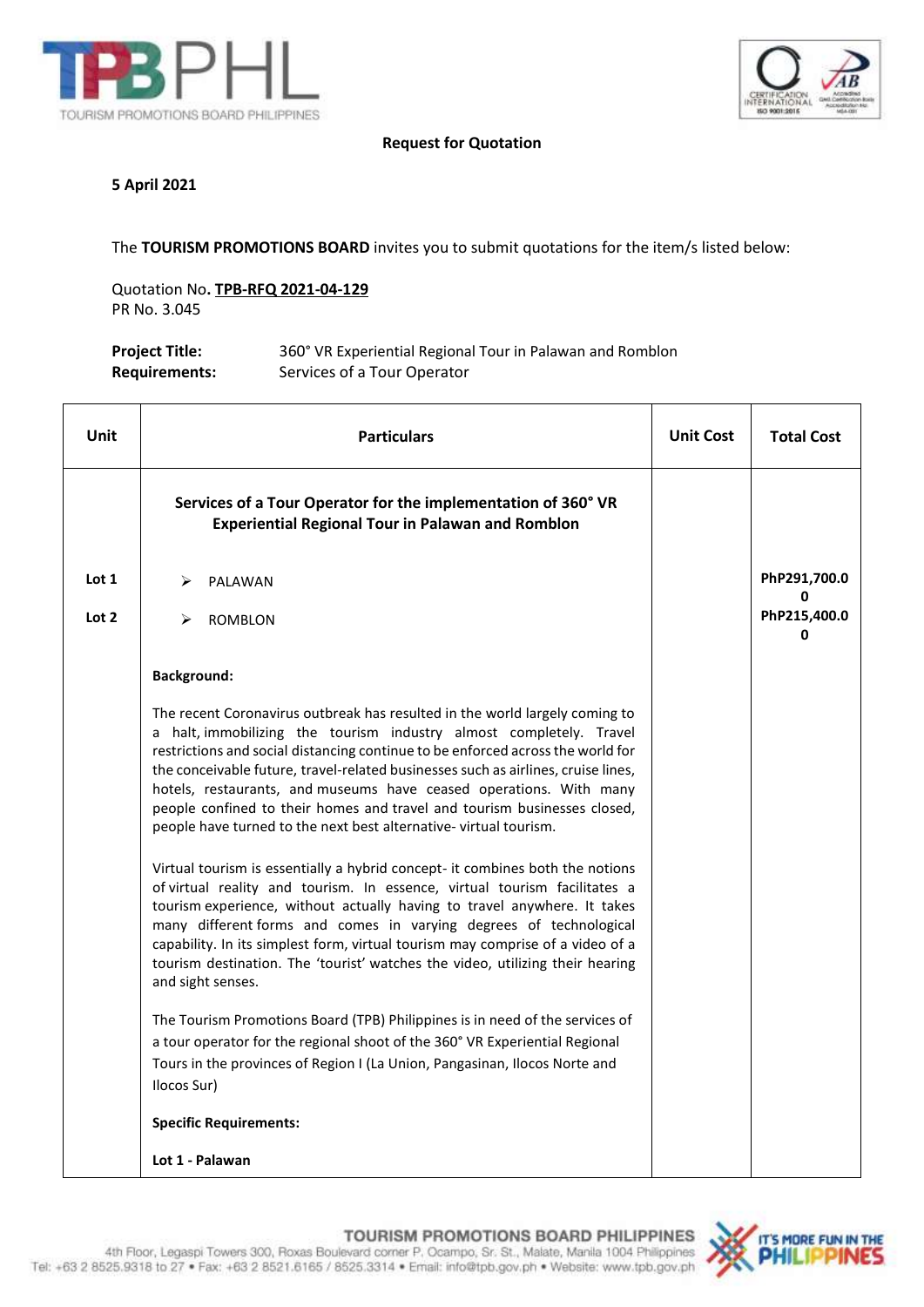**Request for Quotation**

**5 April 2021**

The **TOURISM PROMOTIONS BOARD** invites you to submit quotations for the item/s listed below:

Quotation No. **TPB-RFQ 2021-04-129**
PR No. 3.045

**Project Title:** 360° VR Experiential Regional Tour in Palawan and Romblon
**Requirements:** Services of a Tour Operator

| Unit | Particulars | Unit Cost | Total Cost |
|---|---|---|---|
| | **Services of a Tour Operator for the implementation of 360° VR Experiential Regional Tour in Palawan and Romblon** | | |
| Lot 1 | ➢ PALAWAN | | PhP291,700.00 |
| Lot 2 | ➢ ROMBLON | | PhP215,400.00 |
| | **Background:**<br><br>The recent Coronavirus outbreak has resulted in the world largely coming to a halt, immobilizing the tourism industry almost completely. Travel restrictions and social distancing continue to be enforced across the world for the conceivable future, travel-related businesses such as airlines, cruise lines, hotels, restaurants, and museums have ceased operations. With many people confined to their homes and travel and tourism businesses closed, people have turned to the next best alternative- virtual tourism.<br><br>Virtual tourism is essentially a hybrid concept- it combines both the notions of virtual reality and tourism. In essence, virtual tourism facilitates a tourism experience, without actually having to travel anywhere. It takes many different forms and comes in varying degrees of technological capability. In its simplest form, virtual tourism may comprise of a video of a tourism destination. The 'tourist' watches the video, utilizing their hearing and sight senses.<br><br>The Tourism Promotions Board (TPB) Philippines is in need of the services of a tour operator for the regional shoot of the 360° VR Experiential Regional Tours in the provinces of Region I (La Union, Pangasinan, Ilocos Norte and Ilocos Sur)<br><br>**Specific Requirements:**<br><br>**Lot 1 - Palawan** | | |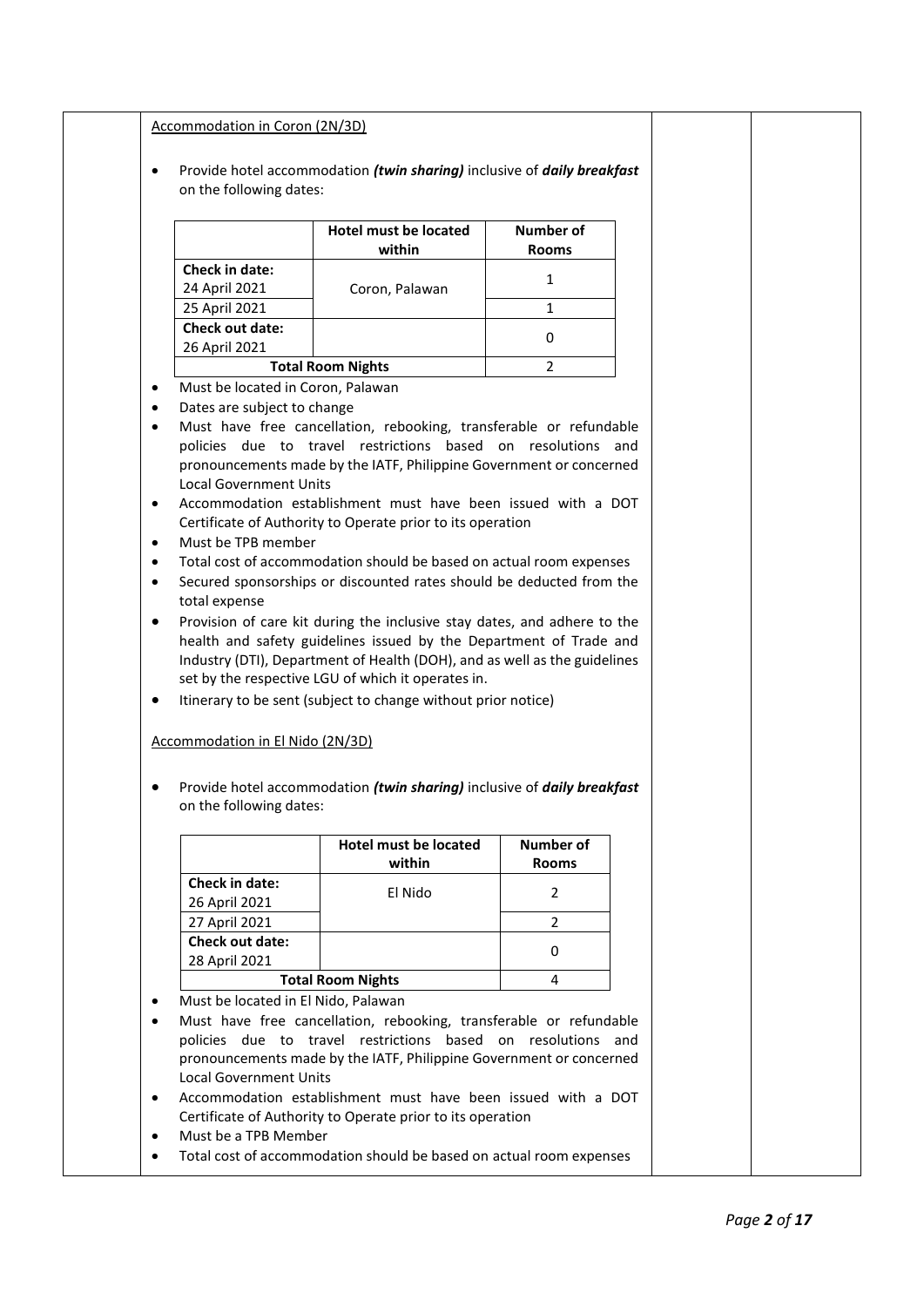Accommodation in Coron (2N/3D)

- Provide hotel accommodation ***(twin sharing)*** inclusive of ***daily breakfast*** on the following dates:

| | Hotel must be located within | Number of Rooms |
|---|---|---|
| **Check in date:** 24 April 2021 | Coron, Palawan | 1 |
| 25 April 2021 | | 1 |
| **Check out date:** 26 April 2021 | | 0 |
| **Total Room Nights** | | 2 |

- Must be located in Coron, Palawan
- Dates are subject to change
- Must have free cancellation, rebooking, transferable or refundable policies due to travel restrictions based on resolutions and pronouncements made by the IATF, Philippine Government or concerned Local Government Units
- Accommodation establishment must have been issued with a DOT Certificate of Authority to Operate prior to its operation
- Must be TPB member
- Total cost of accommodation should be based on actual room expenses
- Secured sponsorships or discounted rates should be deducted from the total expense
- Provision of care kit during the inclusive stay dates, and adhere to the health and safety guidelines issued by the Department of Trade and Industry (DTI), Department of Health (DOH), and as well as the guidelines set by the respective LGU of which it operates in.
- Itinerary to be sent (subject to change without prior notice)

Accommodation in El Nido (2N/3D)

- Provide hotel accommodation ***(twin sharing)*** inclusive of ***daily breakfast*** on the following dates:

| | Hotel must be located within | Number of Rooms |
|---|---|---|
| **Check in date:** 26 April 2021 | El Nido | 2 |
| 27 April 2021 | | 2 |
| **Check out date:** 28 April 2021 | | 0 |
| **Total Room Nights** | | 4 |

- Must be located in El Nido, Palawan
- Must have free cancellation, rebooking, transferable or refundable policies due to travel restrictions based on resolutions and pronouncements made by the IATF, Philippine Government or concerned Local Government Units
- Accommodation establishment must have been issued with a DOT Certificate of Authority to Operate prior to its operation
- Must be a TPB Member
- Total cost of accommodation should be based on actual room expenses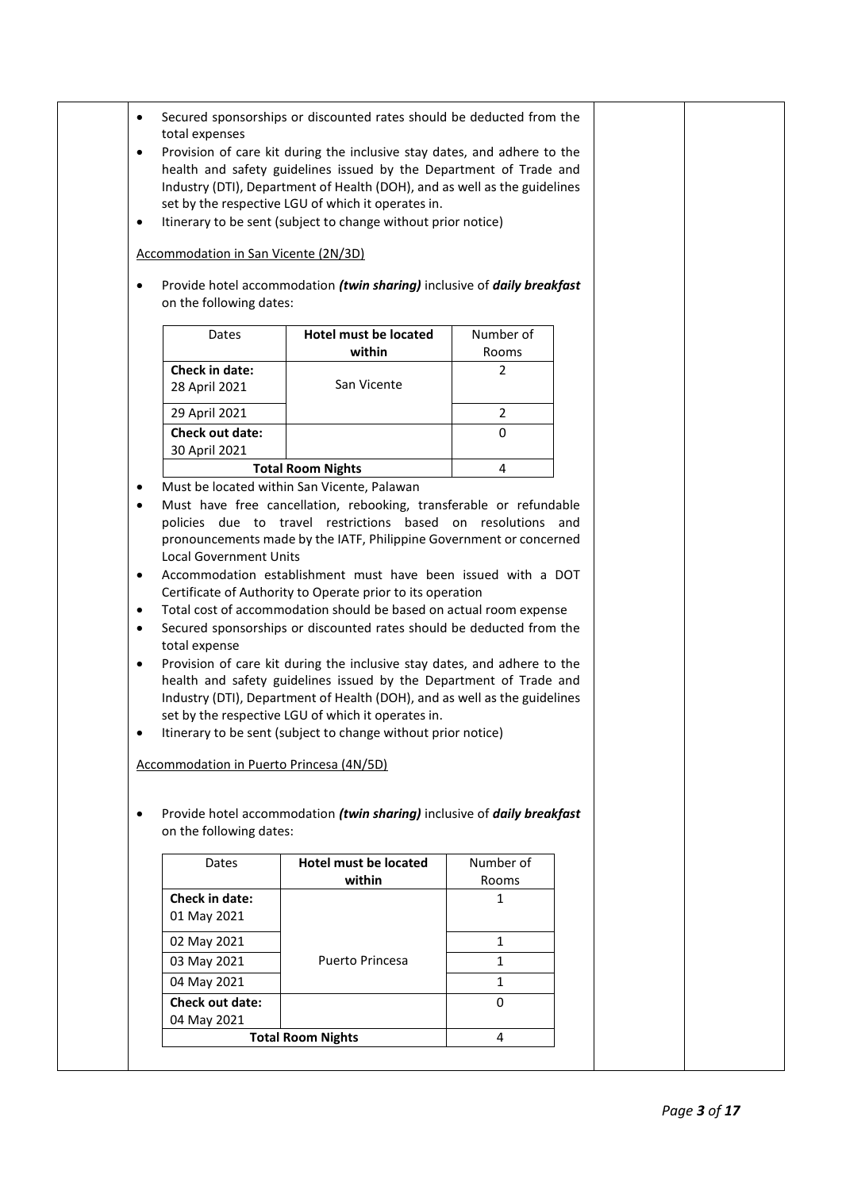- Secured sponsorships or discounted rates should be deducted from the total expenses
- Provision of care kit during the inclusive stay dates, and adhere to the health and safety guidelines issued by the Department of Trade and Industry (DTI), Department of Health (DOH), and as well as the guidelines set by the respective LGU of which it operates in.
- Itinerary to be sent (subject to change without prior notice)

Accommodation in San Vicente (2N/3D)

- Provide hotel accommodation ***(twin sharing)*** inclusive of ***daily breakfast*** on the following dates:

| Dates | **Hotel must be located within** | Number of Rooms |
|---|---|---|
| **Check in date:** 28 April 2021 | San Vicente | 2 |
| 29 April 2021 | | 2 |
| **Check out date:** 30 April 2021 | | 0 |
| **Total Room Nights** | | 4 |

- Must be located within San Vicente, Palawan
- Must have free cancellation, rebooking, transferable or refundable policies due to travel restrictions based on resolutions and pronouncements made by the IATF, Philippine Government or concerned Local Government Units
- Accommodation establishment must have been issued with a DOT Certificate of Authority to Operate prior to its operation
- Total cost of accommodation should be based on actual room expense
- Secured sponsorships or discounted rates should be deducted from the total expense
- Provision of care kit during the inclusive stay dates, and adhere to the health and safety guidelines issued by the Department of Trade and Industry (DTI), Department of Health (DOH), and as well as the guidelines set by the respective LGU of which it operates in.
- Itinerary to be sent (subject to change without prior notice)

Accommodation in Puerto Princesa (4N/5D)

- Provide hotel accommodation ***(twin sharing)*** inclusive of ***daily breakfast*** on the following dates:

| Dates | **Hotel must be located within** | Number of Rooms |
|---|---|---|
| **Check in date:** 01 May 2021 | Puerto Princesa | 1 |
| 02 May 2021 | | 1 |
| 03 May 2021 | | 1 |
| 04 May 2021 | | 1 |
| **Check out date:** 04 May 2021 | | 0 |
| **Total Room Nights** | | 4 |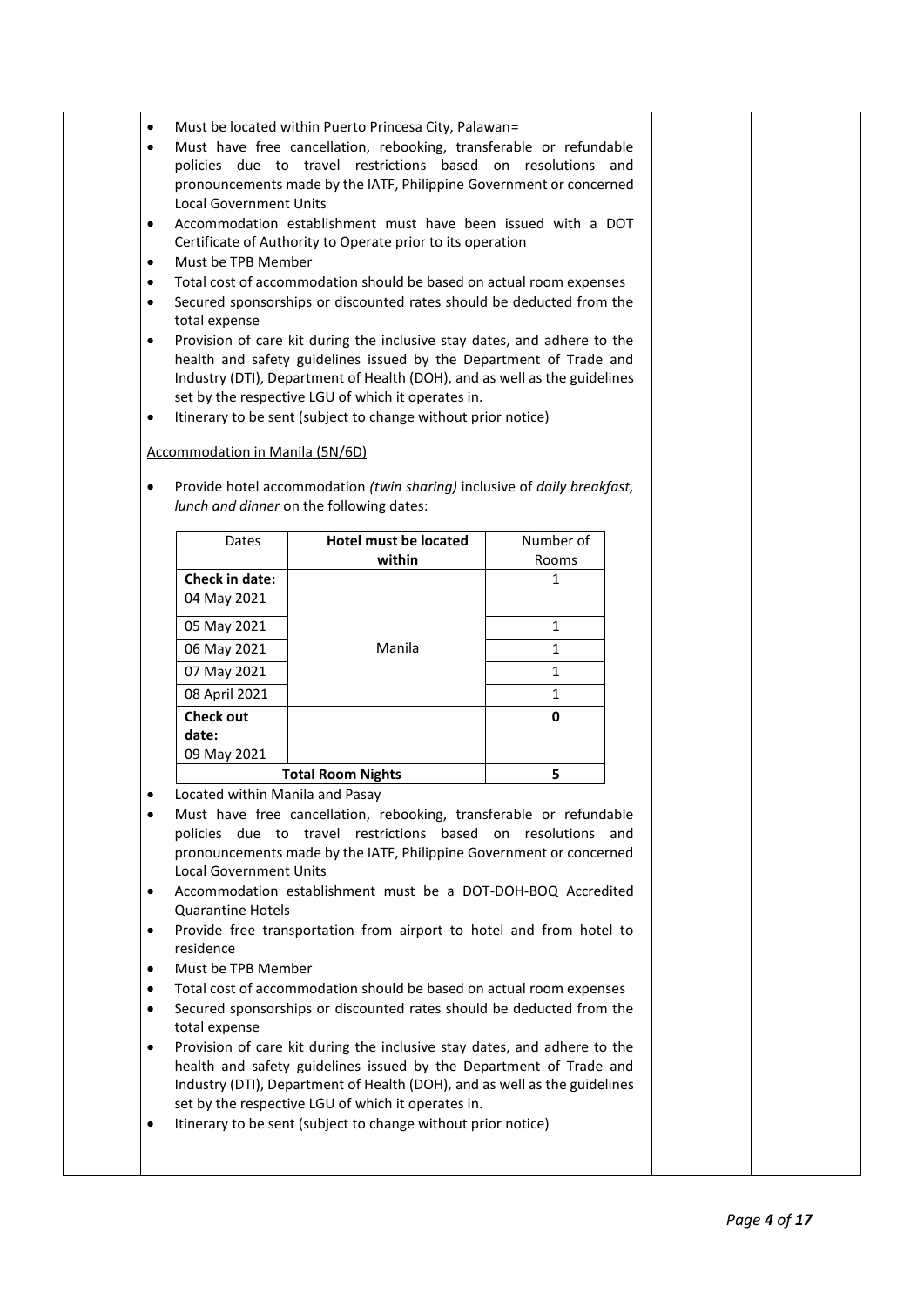- Must be located within Puerto Princesa City, Palawan=
- Must have free cancellation, rebooking, transferable or refundable policies due to travel restrictions based on resolutions and pronouncements made by the IATF, Philippine Government or concerned Local Government Units
- Accommodation establishment must have been issued with a DOT Certificate of Authority to Operate prior to its operation
- Must be TPB Member
- Total cost of accommodation should be based on actual room expenses
- Secured sponsorships or discounted rates should be deducted from the total expense
- Provision of care kit during the inclusive stay dates, and adhere to the health and safety guidelines issued by the Department of Trade and Industry (DTI), Department of Health (DOH), and as well as the guidelines set by the respective LGU of which it operates in.
- Itinerary to be sent (subject to change without prior notice)

Accommodation in Manila (5N/6D)

- Provide hotel accommodation *(twin sharing)* inclusive of *daily breakfast, lunch and dinner* on the following dates:

| Dates | **Hotel must be located within** | Number of Rooms |
|---|---|---|
| **Check in date:** 04 May 2021 | Manila | 1 |
| 05 May 2021 | | 1 |
| 06 May 2021 | | 1 |
| 07 May 2021 | | 1 |
| 08 April 2021 | | 1 |
| **Check out date:** 09 May 2021 | | **0** |
| **Total Room Nights** | | **5** |

- Located within Manila and Pasay
- Must have free cancellation, rebooking, transferable or refundable policies due to travel restrictions based on resolutions and pronouncements made by the IATF, Philippine Government or concerned Local Government Units
- Accommodation establishment must be a DOT-DOH-BOQ Accredited Quarantine Hotels
- Provide free transportation from airport to hotel and from hotel to residence
- Must be TPB Member
- Total cost of accommodation should be based on actual room expenses
- Secured sponsorships or discounted rates should be deducted from the total expense
- Provision of care kit during the inclusive stay dates, and adhere to the health and safety guidelines issued by the Department of Trade and Industry (DTI), Department of Health (DOH), and as well as the guidelines set by the respective LGU of which it operates in.
- Itinerary to be sent (subject to change without prior notice)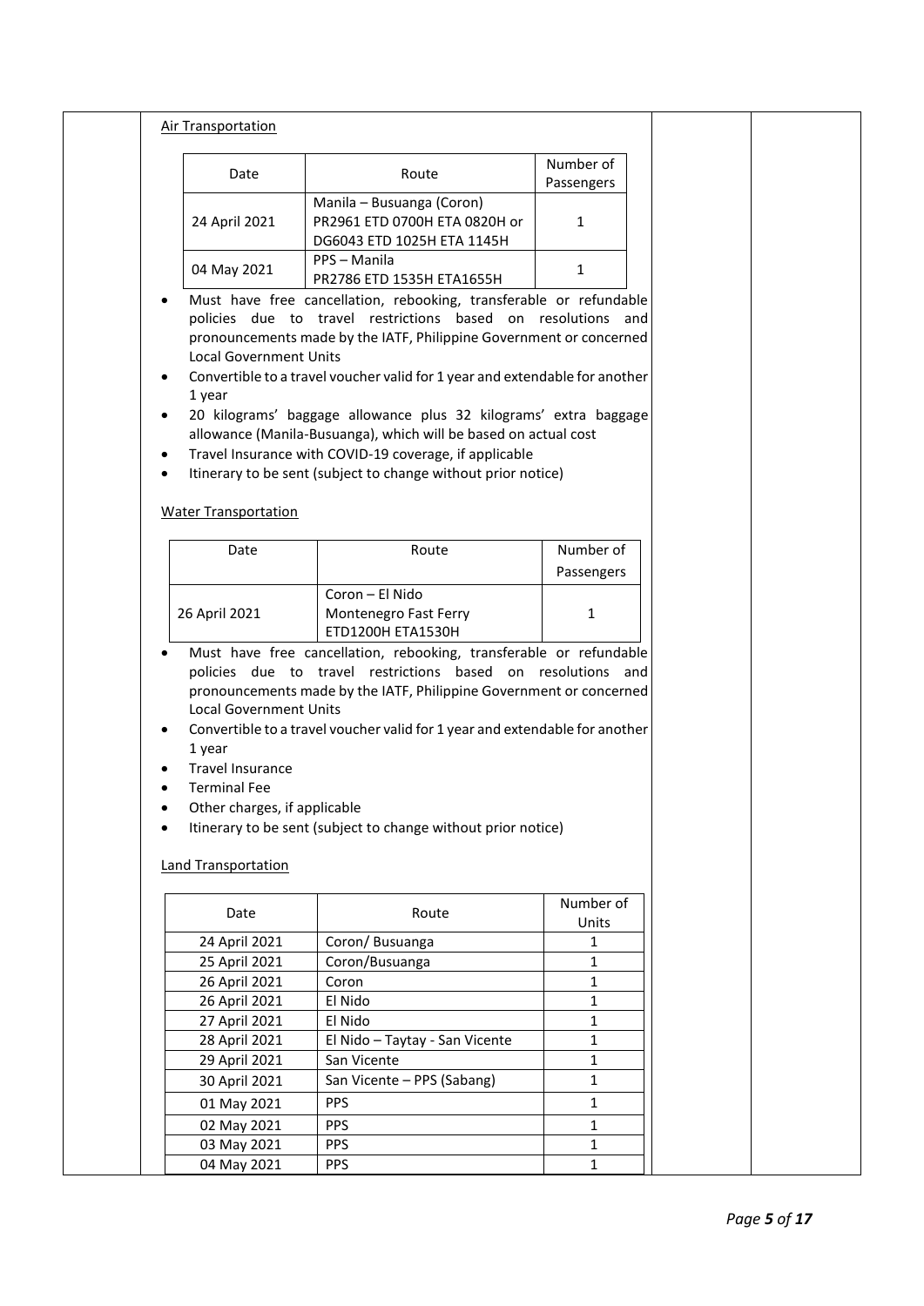<u>Air Transportation</u>

| Date | Route | Number of Passengers |
|---|---|---|
| 24 April 2021 | Manila – Busuanga (Coron) PR2961 ETD 0700H ETA 0820H or DG6043 ETD 1025H ETA 1145H | 1 |
| 04 May 2021 | PPS – Manila PR2786 ETD 1535H ETA1655H | 1 |

- Must have free cancellation, rebooking, transferable or refundable policies due to travel restrictions based on resolutions and pronouncements made by the IATF, Philippine Government or concerned Local Government Units
- Convertible to a travel voucher valid for 1 year and extendable for another 1 year
- 20 kilograms' baggage allowance plus 32 kilograms' extra baggage allowance (Manila-Busuanga), which will be based on actual cost
- Travel Insurance with COVID-19 coverage, if applicable
- Itinerary to be sent (subject to change without prior notice)

<u>Water Transportation</u>

| Date | Route | Number of Passengers |
|---|---|---|
| 26 April 2021 | Coron – El Nido Montenegro Fast Ferry ETD1200H ETA1530H | 1 |

- Must have free cancellation, rebooking, transferable or refundable policies due to travel restrictions based on resolutions and pronouncements made by the IATF, Philippine Government or concerned Local Government Units
- Convertible to a travel voucher valid for 1 year and extendable for another 1 year
- Travel Insurance
- Terminal Fee
- Other charges, if applicable
- Itinerary to be sent (subject to change without prior notice)

<u>Land Transportation</u>

| Date | Route | Number of Units |
|---|---|---|
| 24 April 2021 | Coron/ Busuanga | 1 |
| 25 April 2021 | Coron/Busuanga | 1 |
| 26 April 2021 | Coron | 1 |
| 26 April 2021 | El Nido | 1 |
| 27 April 2021 | El Nido | 1 |
| 28 April 2021 | El Nido – Taytay - San Vicente | 1 |
| 29 April 2021 | San Vicente | 1 |
| 30 April 2021 | San Vicente – PPS (Sabang) | 1 |
| 01 May 2021 | PPS | 1 |
| 02 May 2021 | PPS | 1 |
| 03 May 2021 | PPS | 1 |
| 04 May 2021 | PPS | 1 |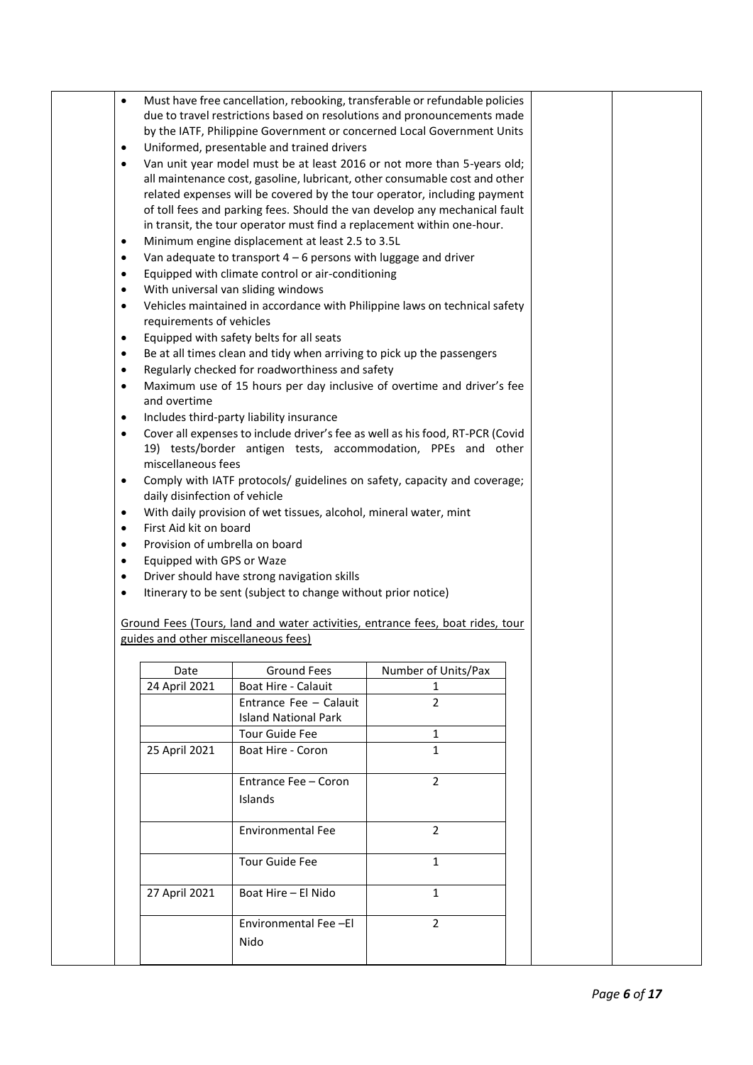- Must have free cancellation, rebooking, transferable or refundable policies due to travel restrictions based on resolutions and pronouncements made by the IATF, Philippine Government or concerned Local Government Units
- Uniformed, presentable and trained drivers
- Van unit year model must be at least 2016 or not more than 5-years old; all maintenance cost, gasoline, lubricant, other consumable cost and other related expenses will be covered by the tour operator, including payment of toll fees and parking fees. Should the van develop any mechanical fault in transit, the tour operator must find a replacement within one-hour.
- Minimum engine displacement at least 2.5 to 3.5L
- Van adequate to transport 4 – 6 persons with luggage and driver
- Equipped with climate control or air-conditioning
- With universal van sliding windows
- Vehicles maintained in accordance with Philippine laws on technical safety requirements of vehicles
- Equipped with safety belts for all seats
- Be at all times clean and tidy when arriving to pick up the passengers
- Regularly checked for roadworthiness and safety
- Maximum use of 15 hours per day inclusive of overtime and driver's fee and overtime
- Includes third-party liability insurance
- Cover all expenses to include driver's fee as well as his food, RT-PCR (Covid 19) tests/border antigen tests, accommodation, PPEs and other miscellaneous fees
- Comply with IATF protocols/ guidelines on safety, capacity and coverage; daily disinfection of vehicle
- With daily provision of wet tissues, alcohol, mineral water, mint
- First Aid kit on board
- Provision of umbrella on board
- Equipped with GPS or Waze
- Driver should have strong navigation skills
- Itinerary to be sent (subject to change without prior notice)

<u>Ground Fees (Tours, land and water activities, entrance fees, boat rides, tour guides and other miscellaneous fees)</u>

| Date | Ground Fees | Number of Units/Pax |
|---|---|---|
| 24 April 2021 | Boat Hire - Calauit | 1 |
| | Entrance Fee – Calauit Island National Park | 2 |
| | Tour Guide Fee | 1 |
| 25 April 2021 | Boat Hire - Coron | 1 |
| | Entrance Fee – Coron Islands | 2 |
| | Environmental Fee | 2 |
| | Tour Guide Fee | 1 |
| 27 April 2021 | Boat Hire – El Nido | 1 |
| | Environmental Fee –El Nido | 2 |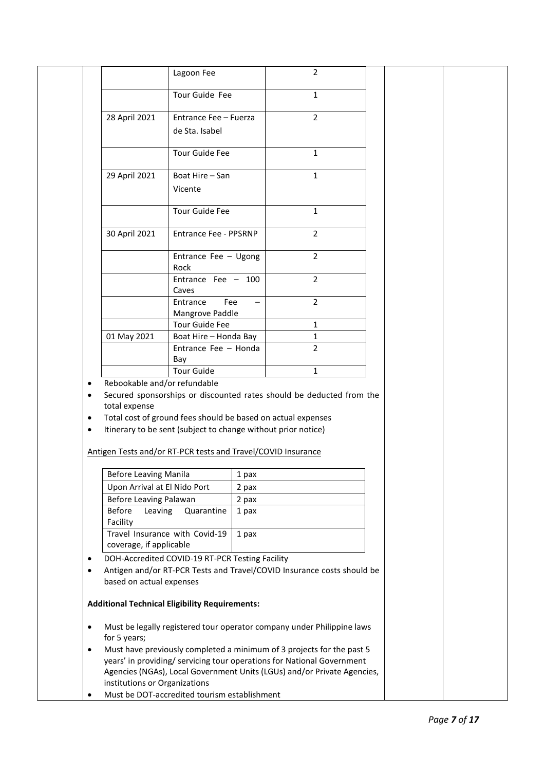| | | |
|---|---|---|
| | Lagoon Fee | 2 |
| | Tour Guide Fee | 1 |
| 28 April 2021 | Entrance Fee – Fuerza de Sta. Isabel | 2 |
| | Tour Guide Fee | 1 |
| 29 April 2021 | Boat Hire – San Vicente | 1 |
| | Tour Guide Fee | 1 |
| 30 April 2021 | Entrance Fee - PPSRNP | 2 |
| | Entrance Fee – Ugong Rock | 2 |
| | Entrance Fee – 100 Caves | 2 |
| | Entrance Fee – Mangrove Paddle | 2 |
| | Tour Guide Fee | 1 |
| 01 May 2021 | Boat Hire – Honda Bay | 1 |
| | Entrance Fee – Honda Bay | 2 |
| | Tour Guide | 1 |

- Rebookable and/or refundable
- Secured sponsorships or discounted rates should be deducted from the total expense
- Total cost of ground fees should be based on actual expenses
- Itinerary to be sent (subject to change without prior notice)

<u>Antigen Tests and/or RT-PCR tests and Travel/COVID Insurance</u>

| | |
|---|---|
| Before Leaving Manila | 1 pax |
| Upon Arrival at El Nido Port | 2 pax |
| Before Leaving Palawan | 2 pax |
| Before Leaving Quarantine Facility | 1 pax |
| Travel Insurance with Covid-19 coverage, if applicable | 1 pax |

- DOH-Accredited COVID-19 RT-PCR Testing Facility
- Antigen and/or RT-PCR Tests and Travel/COVID Insurance costs should be based on actual expenses

**Additional Technical Eligibility Requirements:**

- Must be legally registered tour operator company under Philippine laws for 5 years;
- Must have previously completed a minimum of 3 projects for the past 5 years' in providing/ servicing tour operations for National Government Agencies (NGAs), Local Government Units (LGUs) and/or Private Agencies, institutions or Organizations
- Must be DOT-accredited tourism establishment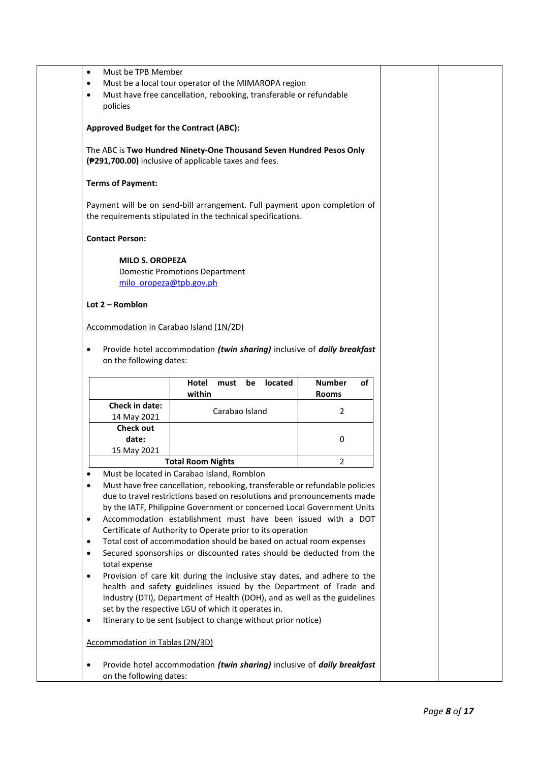- Must be TPB Member
- Must be a local tour operator of the MIMAROPA region
- Must have free cancellation, rebooking, transferable or refundable policies

**Approved Budget for the Contract (ABC):**

The ABC is **Two Hundred Ninety-One Thousand Seven Hundred Pesos Only (₱291,700.00)** inclusive of applicable taxes and fees.

**Terms of Payment:**

Payment will be on send-bill arrangement. Full payment upon completion of the requirements stipulated in the technical specifications.

**Contact Person:**

**MILO S. OROPEZA**
Domestic Promotions Department
milo_oropeza@tpb.gov.ph

**Lot 2 – Romblon**

Accommodation in Carabao Island (1N/2D)

- Provide hotel accommodation ***(twin sharing)*** inclusive of ***daily breakfast*** on the following dates:

| | **Hotel must be located within** | **Number of Rooms** |
|---|---|---|
| **Check in date:** 14 May 2021 | Carabao Island | 2 |
| **Check out date:** 15 May 2021 | | 0 |
| **Total Room Nights** | | 2 |

- Must be located in Carabao Island, Romblon
- Must have free cancellation, rebooking, transferable or refundable policies due to travel restrictions based on resolutions and pronouncements made by the IATF, Philippine Government or concerned Local Government Units
- Accommodation establishment must have been issued with a DOT Certificate of Authority to Operate prior to its operation
- Total cost of accommodation should be based on actual room expenses
- Secured sponsorships or discounted rates should be deducted from the total expense
- Provision of care kit during the inclusive stay dates, and adhere to the health and safety guidelines issued by the Department of Trade and Industry (DTI), Department of Health (DOH), and as well as the guidelines set by the respective LGU of which it operates in.
- Itinerary to be sent (subject to change without prior notice)

Accommodation in Tablas (2N/3D)

- Provide hotel accommodation ***(twin sharing)*** inclusive of ***daily breakfast*** on the following dates: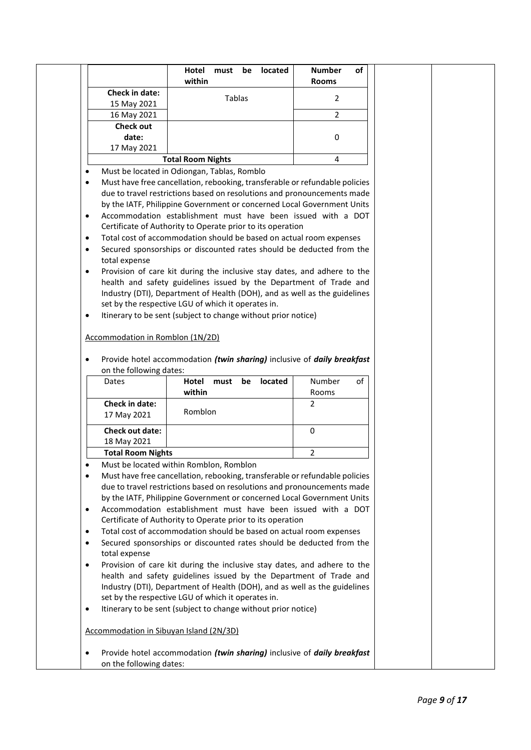| | Hotel must be located within | Number of Rooms |
|---|---|---|
| **Check in date:** 15 May 2021 | Tablas | 2 |
| 16 May 2021 | | 2 |
| **Check out date:** 17 May 2021 | | 0 |
| **Total Room Nights** | | 4 |

- Must be located in Odiongan, Tablas, Romblo
- Must have free cancellation, rebooking, transferable or refundable policies due to travel restrictions based on resolutions and pronouncements made by the IATF, Philippine Government or concerned Local Government Units
- Accommodation establishment must have been issued with a DOT Certificate of Authority to Operate prior to its operation
- Total cost of accommodation should be based on actual room expenses
- Secured sponsorships or discounted rates should be deducted from the total expense
- Provision of care kit during the inclusive stay dates, and adhere to the health and safety guidelines issued by the Department of Trade and Industry (DTI), Department of Health (DOH), and as well as the guidelines set by the respective LGU of which it operates in.
- Itinerary to be sent (subject to change without prior notice)

Accommodation in Romblon (1N/2D)

- Provide hotel accommodation ***(twin sharing)*** inclusive of ***daily breakfast*** on the following dates:

| Dates | Hotel must be located within | Number of Rooms |
|---|---|---|
| **Check in date:** 17 May 2021 | Romblon | 2 |
| **Check out date:** 18 May 2021 | | 0 |
| **Total Room Nights** | | 2 |

- Must be located within Romblon, Romblon
- Must have free cancellation, rebooking, transferable or refundable policies due to travel restrictions based on resolutions and pronouncements made by the IATF, Philippine Government or concerned Local Government Units
- Accommodation establishment must have been issued with a DOT Certificate of Authority to Operate prior to its operation
- Total cost of accommodation should be based on actual room expenses
- Secured sponsorships or discounted rates should be deducted from the total expense
- Provision of care kit during the inclusive stay dates, and adhere to the health and safety guidelines issued by the Department of Trade and Industry (DTI), Department of Health (DOH), and as well as the guidelines set by the respective LGU of which it operates in.
- Itinerary to be sent (subject to change without prior notice)

Accommodation in Sibuyan Island (2N/3D)

- Provide hotel accommodation ***(twin sharing)*** inclusive of ***daily breakfast*** on the following dates: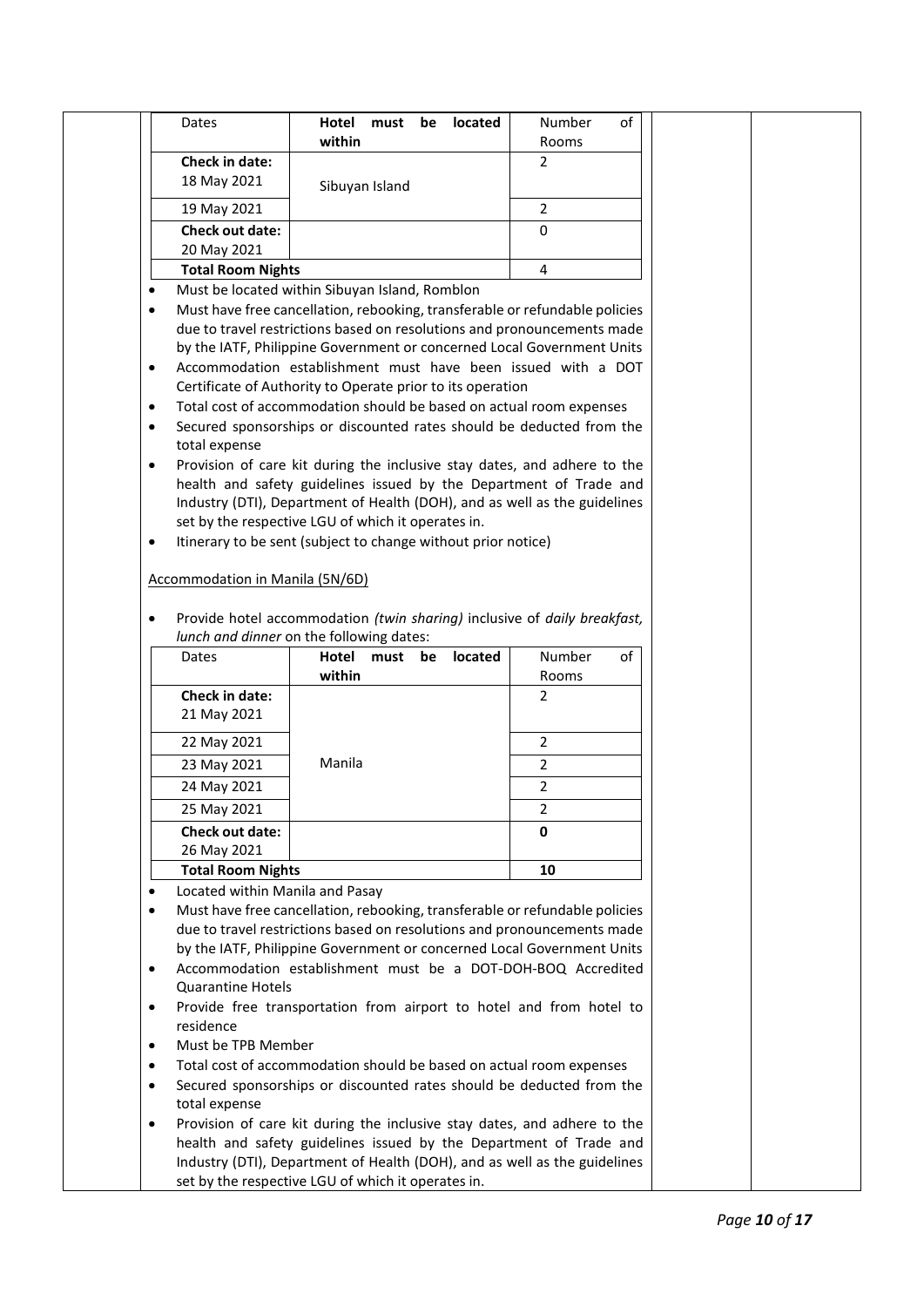| Dates | Hotel must be located within | Number of Rooms |
|---|---|---|
| **Check in date:** 18 May 2021 | Sibuyan Island | 2 |
| 19 May 2021 | | 2 |
| **Check out date:** 20 May 2021 | | 0 |
| **Total Room Nights** | | 4 |

- Must be located within Sibuyan Island, Romblon
- Must have free cancellation, rebooking, transferable or refundable policies due to travel restrictions based on resolutions and pronouncements made by the IATF, Philippine Government or concerned Local Government Units
- Accommodation establishment must have been issued with a DOT Certificate of Authority to Operate prior to its operation
- Total cost of accommodation should be based on actual room expenses
- Secured sponsorships or discounted rates should be deducted from the total expense
- Provision of care kit during the inclusive stay dates, and adhere to the health and safety guidelines issued by the Department of Trade and Industry (DTI), Department of Health (DOH), and as well as the guidelines set by the respective LGU of which it operates in.
- Itinerary to be sent (subject to change without prior notice)

Accommodation in Manila (5N/6D)

- Provide hotel accommodation *(twin sharing)* inclusive of *daily breakfast, lunch and dinner* on the following dates:

| Dates | Hotel must be located within | Number of Rooms |
|---|---|---|
| **Check in date:** 21 May 2021 | Manila | 2 |
| 22 May 2021 | | 2 |
| 23 May 2021 | | 2 |
| 24 May 2021 | | 2 |
| 25 May 2021 | | 2 |
| **Check out date:** 26 May 2021 | | **0** |
| **Total Room Nights** | | **10** |

- Located within Manila and Pasay
- Must have free cancellation, rebooking, transferable or refundable policies due to travel restrictions based on resolutions and pronouncements made by the IATF, Philippine Government or concerned Local Government Units
- Accommodation establishment must be a DOT-DOH-BOQ Accredited Quarantine Hotels
- Provide free transportation from airport to hotel and from hotel to residence
- Must be TPB Member
- Total cost of accommodation should be based on actual room expenses
- Secured sponsorships or discounted rates should be deducted from the total expense
- Provision of care kit during the inclusive stay dates, and adhere to the health and safety guidelines issued by the Department of Trade and Industry (DTI), Department of Health (DOH), and as well as the guidelines set by the respective LGU of which it operates in.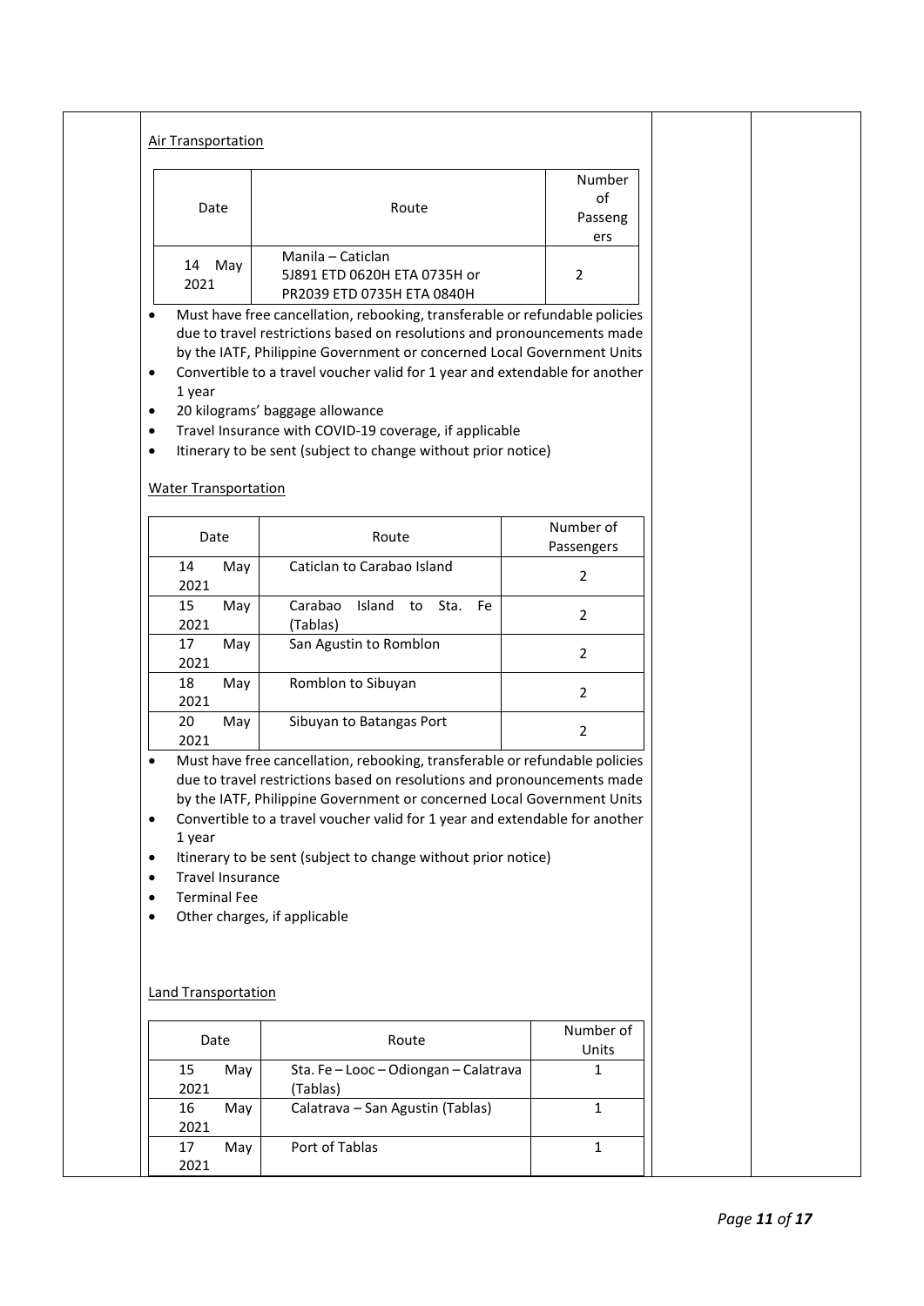Air Transportation

| Date | Route | Number of Passengers |
|---|---|---|
| 14 May 2021 | Manila – Caticlan<br>5J891 ETD 0620H ETA 0735H or<br>PR2039 ETD 0735H ETA 0840H | 2 |

- Must have free cancellation, rebooking, transferable or refundable policies due to travel restrictions based on resolutions and pronouncements made by the IATF, Philippine Government or concerned Local Government Units
- Convertible to a travel voucher valid for 1 year and extendable for another 1 year
- 20 kilograms' baggage allowance
- Travel Insurance with COVID-19 coverage, if applicable
- Itinerary to be sent (subject to change without prior notice)

Water Transportation

| Date | Route | Number of Passengers |
|---|---|---|
| 14 May 2021 | Caticlan to Carabao Island | 2 |
| 15 May 2021 | Carabao Island to Sta. Fe (Tablas) | 2 |
| 17 May 2021 | San Agustin to Romblon | 2 |
| 18 May 2021 | Romblon to Sibuyan | 2 |
| 20 May 2021 | Sibuyan to Batangas Port | 2 |

- Must have free cancellation, rebooking, transferable or refundable policies due to travel restrictions based on resolutions and pronouncements made by the IATF, Philippine Government or concerned Local Government Units
- Convertible to a travel voucher valid for 1 year and extendable for another 1 year
- Itinerary to be sent (subject to change without prior notice)
- Travel Insurance
- Terminal Fee
- Other charges, if applicable

Land Transportation

| Date | Route | Number of Units |
|---|---|---|
| 15 May 2021 | Sta. Fe – Looc – Odiongan – Calatrava (Tablas) | 1 |
| 16 May 2021 | Calatrava – San Agustin (Tablas) | 1 |
| 17 May 2021 | Port of Tablas | 1 |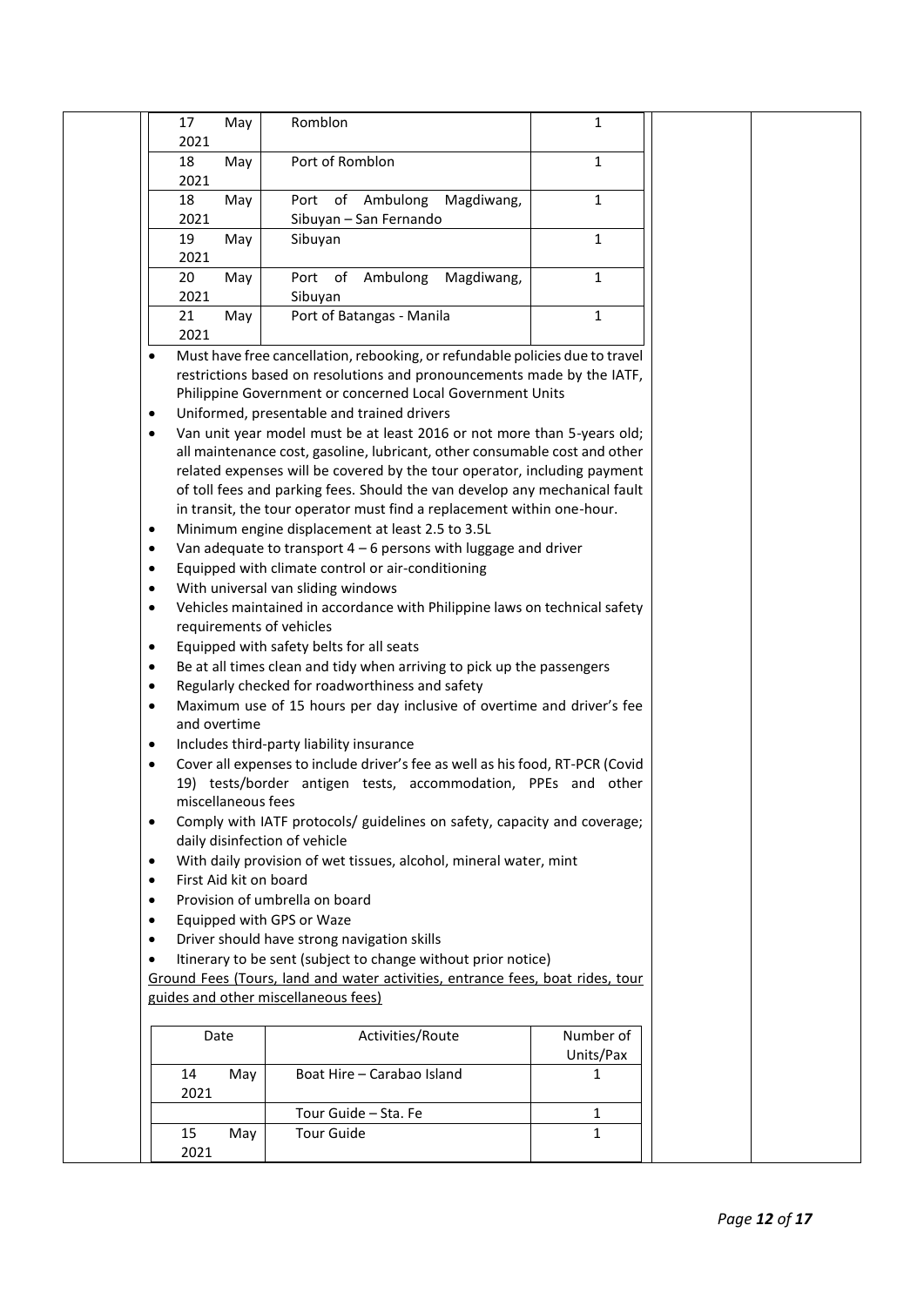| | | |
|---|---|---|
| 17 May 2021 | Romblon | 1 |
| 18 May 2021 | Port of Romblon | 1 |
| 18 May 2021 | Port of Ambulong Magdiwang, Sibuyan – San Fernando | 1 |
| 19 May 2021 | Sibuyan | 1 |
| 20 May 2021 | Port of Ambulong Magdiwang, Sibuyan | 1 |
| 21 May 2021 | Port of Batangas - Manila | 1 |

- Must have free cancellation, rebooking, or refundable policies due to travel restrictions based on resolutions and pronouncements made by the IATF, Philippine Government or concerned Local Government Units
- Uniformed, presentable and trained drivers
- Van unit year model must be at least 2016 or not more than 5-years old; all maintenance cost, gasoline, lubricant, other consumable cost and other related expenses will be covered by the tour operator, including payment of toll fees and parking fees. Should the van develop any mechanical fault in transit, the tour operator must find a replacement within one-hour.
- Minimum engine displacement at least 2.5 to 3.5L
- Van adequate to transport 4 – 6 persons with luggage and driver
- Equipped with climate control or air-conditioning
- With universal van sliding windows
- Vehicles maintained in accordance with Philippine laws on technical safety requirements of vehicles
- Equipped with safety belts for all seats
- Be at all times clean and tidy when arriving to pick up the passengers
- Regularly checked for roadworthiness and safety
- Maximum use of 15 hours per day inclusive of overtime and driver's fee and overtime
- Includes third-party liability insurance
- Cover all expenses to include driver's fee as well as his food, RT-PCR (Covid 19) tests/border antigen tests, accommodation, PPEs and other miscellaneous fees
- Comply with IATF protocols/ guidelines on safety, capacity and coverage; daily disinfection of vehicle
- With daily provision of wet tissues, alcohol, mineral water, mint
- First Aid kit on board
- Provision of umbrella on board
- Equipped with GPS or Waze
- Driver should have strong navigation skills
- Itinerary to be sent (subject to change without prior notice)

<u>Ground Fees (Tours, land and water activities, entrance fees, boat rides, tour guides and other miscellaneous fees)</u>

| Date | Activities/Route | Number of Units/Pax |
|---|---|---|
| 14 May 2021 | Boat Hire – Carabao Island | 1 |
| | Tour Guide – Sta. Fe | 1 |
| 15 May 2021 | Tour Guide | 1 |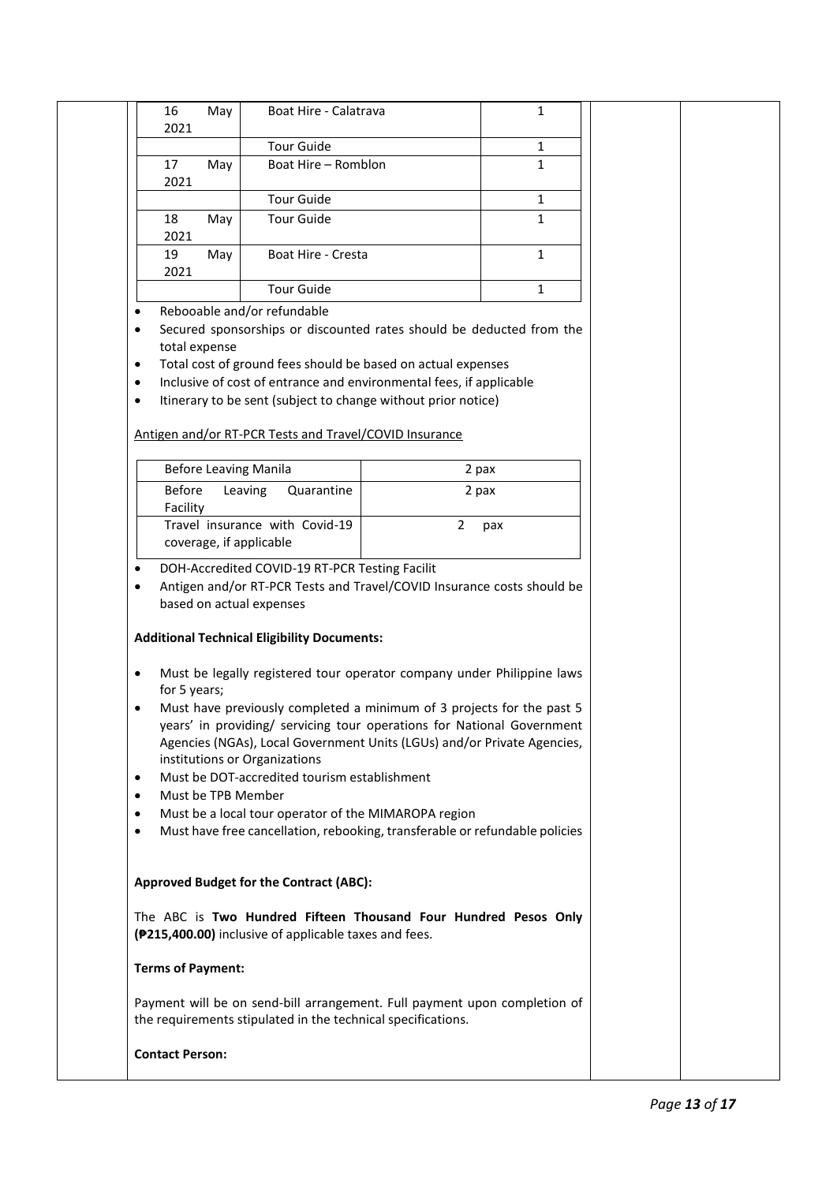| | | |
|---|---|---|
| 16 May 2021 | Boat Hire - Calatrava | 1 |
| | Tour Guide | 1 |
| 17 May 2021 | Boat Hire – Romblon | 1 |
| | Tour Guide | 1 |
| 18 May 2021 | Tour Guide | 1 |
| 19 May 2021 | Boat Hire - Cresta | 1 |
| | Tour Guide | 1 |

- Rebooable and/or refundable
- Secured sponsorships or discounted rates should be deducted from the total expense
- Total cost of ground fees should be based on actual expenses
- Inclusive of cost of entrance and environmental fees, if applicable
- Itinerary to be sent (subject to change without prior notice)

Antigen and/or RT-PCR Tests and Travel/COVID Insurance

| | |
|---|---|
| Before Leaving Manila | 2 pax |
| Before Leaving Quarantine Facility | 2 pax |
| Travel insurance with Covid-19 coverage, if applicable | 2 pax |

- DOH-Accredited COVID-19 RT-PCR Testing Facilit
- Antigen and/or RT-PCR Tests and Travel/COVID Insurance costs should be based on actual expenses

**Additional Technical Eligibility Documents:**

- Must be legally registered tour operator company under Philippine laws for 5 years;
- Must have previously completed a minimum of 3 projects for the past 5 years' in providing/ servicing tour operations for National Government Agencies (NGAs), Local Government Units (LGUs) and/or Private Agencies, institutions or Organizations
- Must be DOT-accredited tourism establishment
- Must be TPB Member
- Must be a local tour operator of the MIMAROPA region
- Must have free cancellation, rebooking, transferable or refundable policies

**Approved Budget for the Contract (ABC):**

The ABC is **Two Hundred Fifteen Thousand Four Hundred Pesos Only (₱215,400.00)** inclusive of applicable taxes and fees.

**Terms of Payment:**

Payment will be on send-bill arrangement. Full payment upon completion of the requirements stipulated in the technical specifications.

**Contact Person:**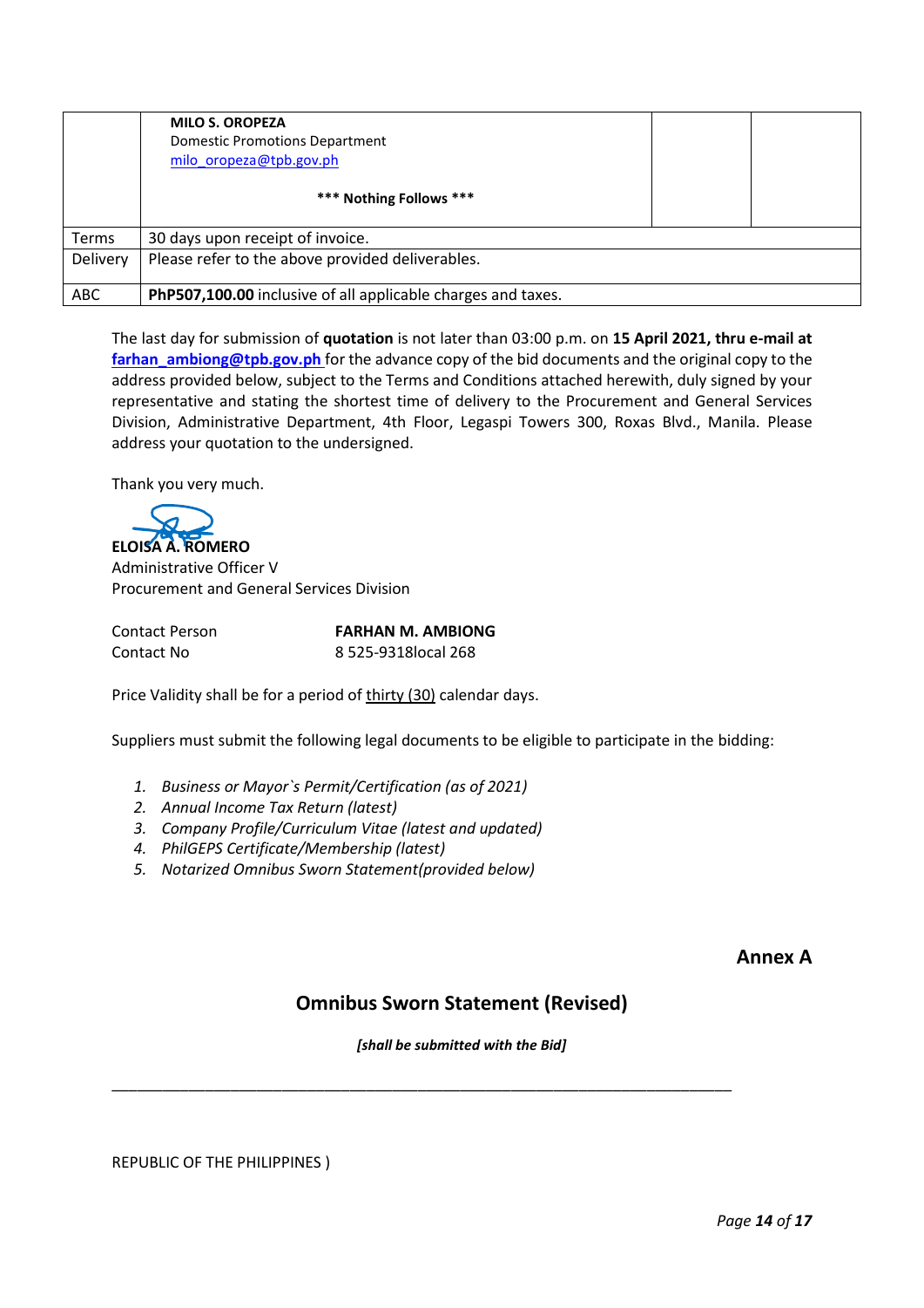| | | | |
|---|---|---|---|
| | **MILO S. OROPEZA**<br>Domestic Promotions Department<br>milo_oropeza@tpb.gov.ph<br><br>**\*\*\* Nothing Follows \*\*\*** | | |
| Terms | 30 days upon receipt of invoice. | | |
| Delivery | Please refer to the above provided deliverables. | | |
| ABC | **PhP507,100.00** inclusive of all applicable charges and taxes. | | |

The last day for submission of **quotation** is not later than 03:00 p.m. on **15 April 2021, thru e-mail at farhan_ambiong@tpb.gov.ph** for the advance copy of the bid documents and the original copy to the address provided below, subject to the Terms and Conditions attached herewith, duly signed by your representative and stating the shortest time of delivery to the Procurement and General Services Division, Administrative Department, 4th Floor, Legaspi Towers 300, Roxas Blvd., Manila. Please address your quotation to the undersigned.

Thank you very much.

**ELOISA A. ROMERO**
Administrative Officer V
Procurement and General Services Division

Contact Person — **FARHAN M. AMBIONG**
Contact No — 8 525-9318local 268

Price Validity shall be for a period of thirty (30) calendar days.

Suppliers must submit the following legal documents to be eligible to participate in the bidding:

1. *Business or Mayor`s Permit/Certification (as of 2021)*
2. *Annual Income Tax Return (latest)*
3. *Company Profile/Curriculum Vitae (latest and updated)*
4. *PhilGEPS Certificate/Membership (latest)*
5. *Notarized Omnibus Sworn Statement(provided below)*

**Annex A**

## Omnibus Sworn Statement (Revised)

***[shall be submitted with the Bid]***

---

REPUBLIC OF THE PHILIPPINES )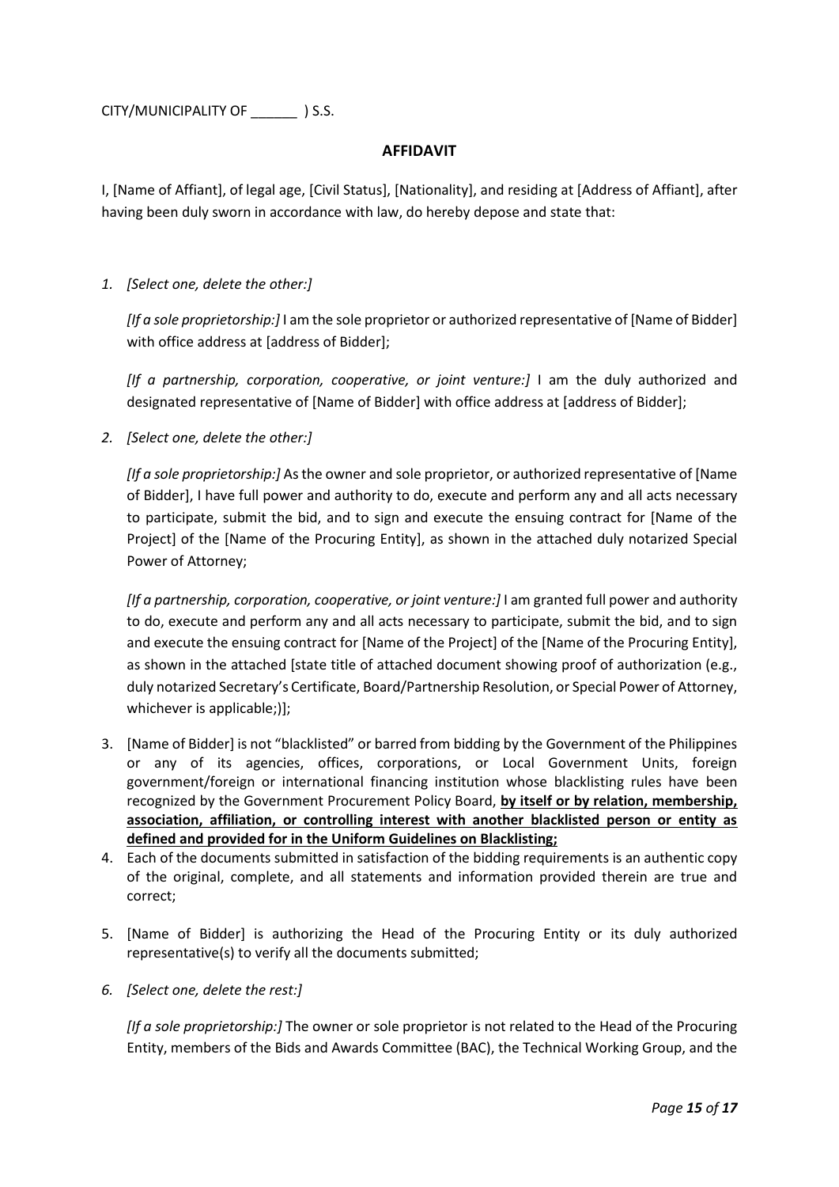CITY/MUNICIPALITY OF ______ ) S.S.

## AFFIDAVIT

I, [Name of Affiant], of legal age, [Civil Status], [Nationality], and residing at [Address of Affiant], after having been duly sworn in accordance with law, do hereby depose and state that:

1. *[Select one, delete the other:]*

   *[If a sole proprietorship:]* I am the sole proprietor or authorized representative of [Name of Bidder] with office address at [address of Bidder];

   *[If a partnership, corporation, cooperative, or joint venture:]* I am the duly authorized and designated representative of [Name of Bidder] with office address at [address of Bidder];

2. *[Select one, delete the other:]*

   *[If a sole proprietorship:]* As the owner and sole proprietor, or authorized representative of [Name of Bidder], I have full power and authority to do, execute and perform any and all acts necessary to participate, submit the bid, and to sign and execute the ensuing contract for [Name of the Project] of the [Name of the Procuring Entity], as shown in the attached duly notarized Special Power of Attorney;

   *[If a partnership, corporation, cooperative, or joint venture:]* I am granted full power and authority to do, execute and perform any and all acts necessary to participate, submit the bid, and to sign and execute the ensuing contract for [Name of the Project] of the [Name of the Procuring Entity], as shown in the attached [state title of attached document showing proof of authorization (e.g., duly notarized Secretary's Certificate, Board/Partnership Resolution, or Special Power of Attorney, whichever is applicable;)];

3. [Name of Bidder] is not "blacklisted" or barred from bidding by the Government of the Philippines or any of its agencies, offices, corporations, or Local Government Units, foreign government/foreign or international financing institution whose blacklisting rules have been recognized by the Government Procurement Policy Board, **by itself or by relation, membership, association, affiliation, or controlling interest with another blacklisted person or entity as defined and provided for in the Uniform Guidelines on Blacklisting;**
4. Each of the documents submitted in satisfaction of the bidding requirements is an authentic copy of the original, complete, and all statements and information provided therein are true and correct;
5. [Name of Bidder] is authorizing the Head of the Procuring Entity or its duly authorized representative(s) to verify all the documents submitted;
6. *[Select one, delete the rest:]*

   *[If a sole proprietorship:]* The owner or sole proprietor is not related to the Head of the Procuring Entity, members of the Bids and Awards Committee (BAC), the Technical Working Group, and the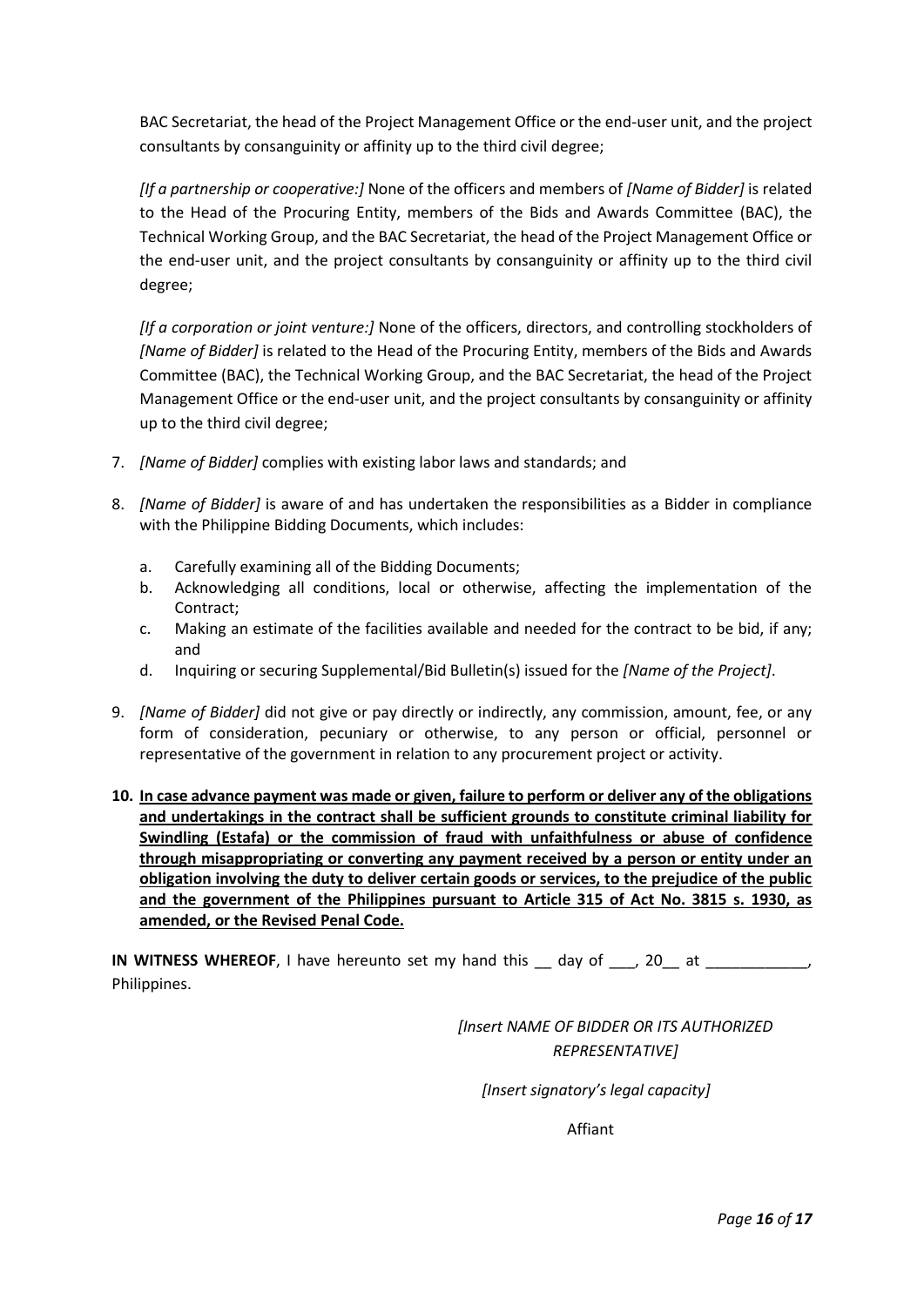BAC Secretariat, the head of the Project Management Office or the end-user unit, and the project consultants by consanguinity or affinity up to the third civil degree;

*[If a partnership or cooperative:]* None of the officers and members of *[Name of Bidder]* is related to the Head of the Procuring Entity, members of the Bids and Awards Committee (BAC), the Technical Working Group, and the BAC Secretariat, the head of the Project Management Office or the end-user unit, and the project consultants by consanguinity or affinity up to the third civil degree;

*[If a corporation or joint venture:]* None of the officers, directors, and controlling stockholders of *[Name of Bidder]* is related to the Head of the Procuring Entity, members of the Bids and Awards Committee (BAC), the Technical Working Group, and the BAC Secretariat, the head of the Project Management Office or the end-user unit, and the project consultants by consanguinity or affinity up to the third civil degree;

7. *[Name of Bidder]* complies with existing labor laws and standards; and

8. *[Name of Bidder]* is aware of and has undertaken the responsibilities as a Bidder in compliance with the Philippine Bidding Documents, which includes:

   a. Carefully examining all of the Bidding Documents;
   b. Acknowledging all conditions, local or otherwise, affecting the implementation of the Contract;
   c. Making an estimate of the facilities available and needed for the contract to be bid, if any; and
   d. Inquiring or securing Supplemental/Bid Bulletin(s) issued for the *[Name of the Project]*.

9. *[Name of Bidder]* did not give or pay directly or indirectly, any commission, amount, fee, or any form of consideration, pecuniary or otherwise, to any person or official, personnel or representative of the government in relation to any procurement project or activity.

10. **<u>In case advance payment was made or given, failure to perform or deliver any of the obligations and undertakings in the contract shall be sufficient grounds to constitute criminal liability for Swindling (Estafa) or the commission of fraud with unfaithfulness or abuse of confidence through misappropriating or converting any payment received by a person or entity under an obligation involving the duty to deliver certain goods or services, to the prejudice of the public and the government of the Philippines pursuant to Article 315 of Act No. 3815 s. 1930, as amended, or the Revised Penal Code.</u>**

**IN WITNESS WHEREOF**, I have hereunto set my hand this __ day of ___, 20__ at ____________, Philippines.

*[Insert NAME OF BIDDER OR ITS AUTHORIZED REPRESENTATIVE]*

*[Insert signatory's legal capacity]*

Affiant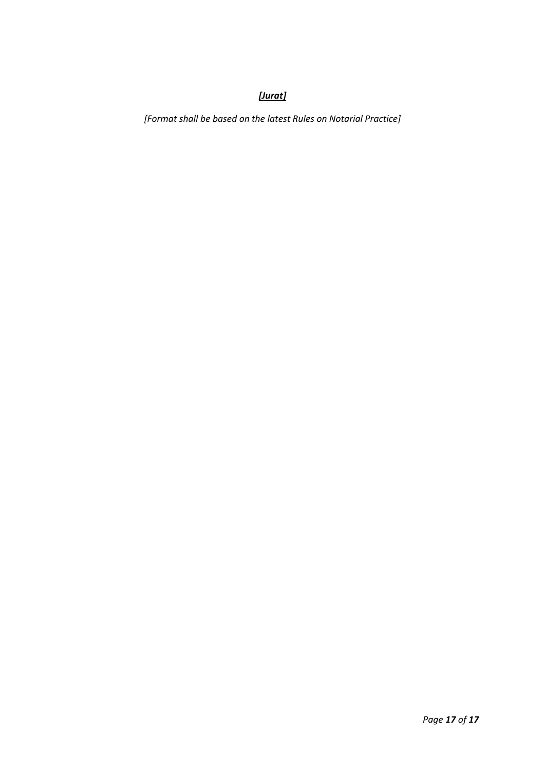***[Jurat]***

*[Format shall be based on the latest Rules on Notarial Practice]*